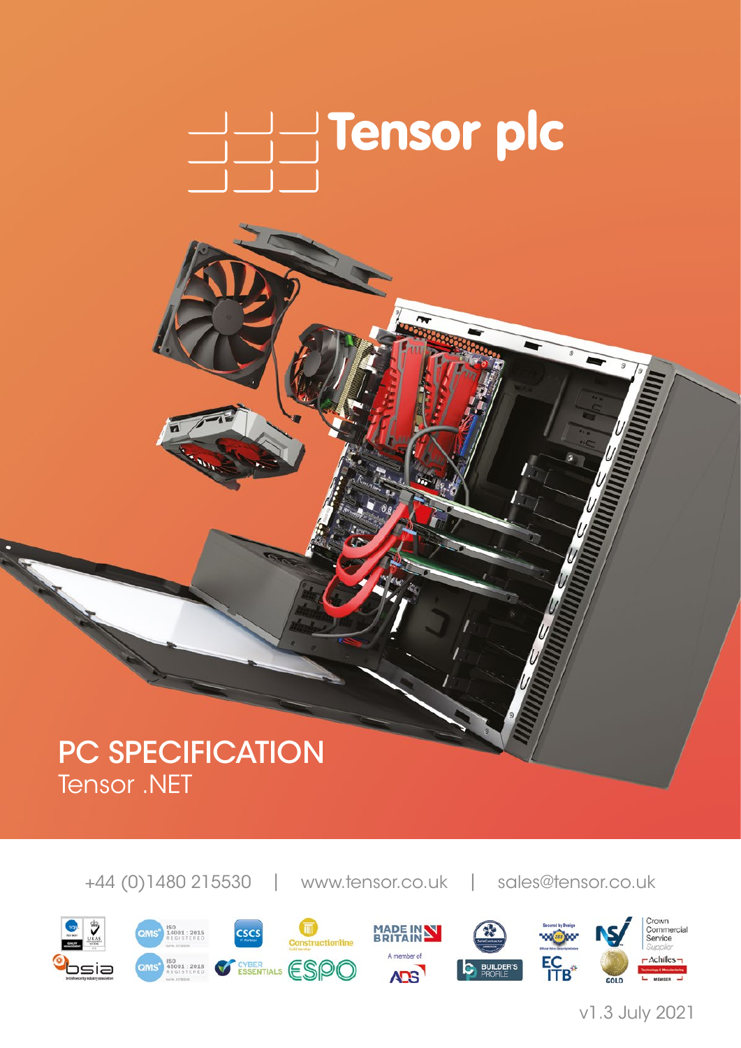# Tensor plc

## PC SPECIFICATION

Tensor .NET

+44 (0)1480 215530 | www.tensor.co.uk | sales@tensor.co.uk

v1.3 July 2021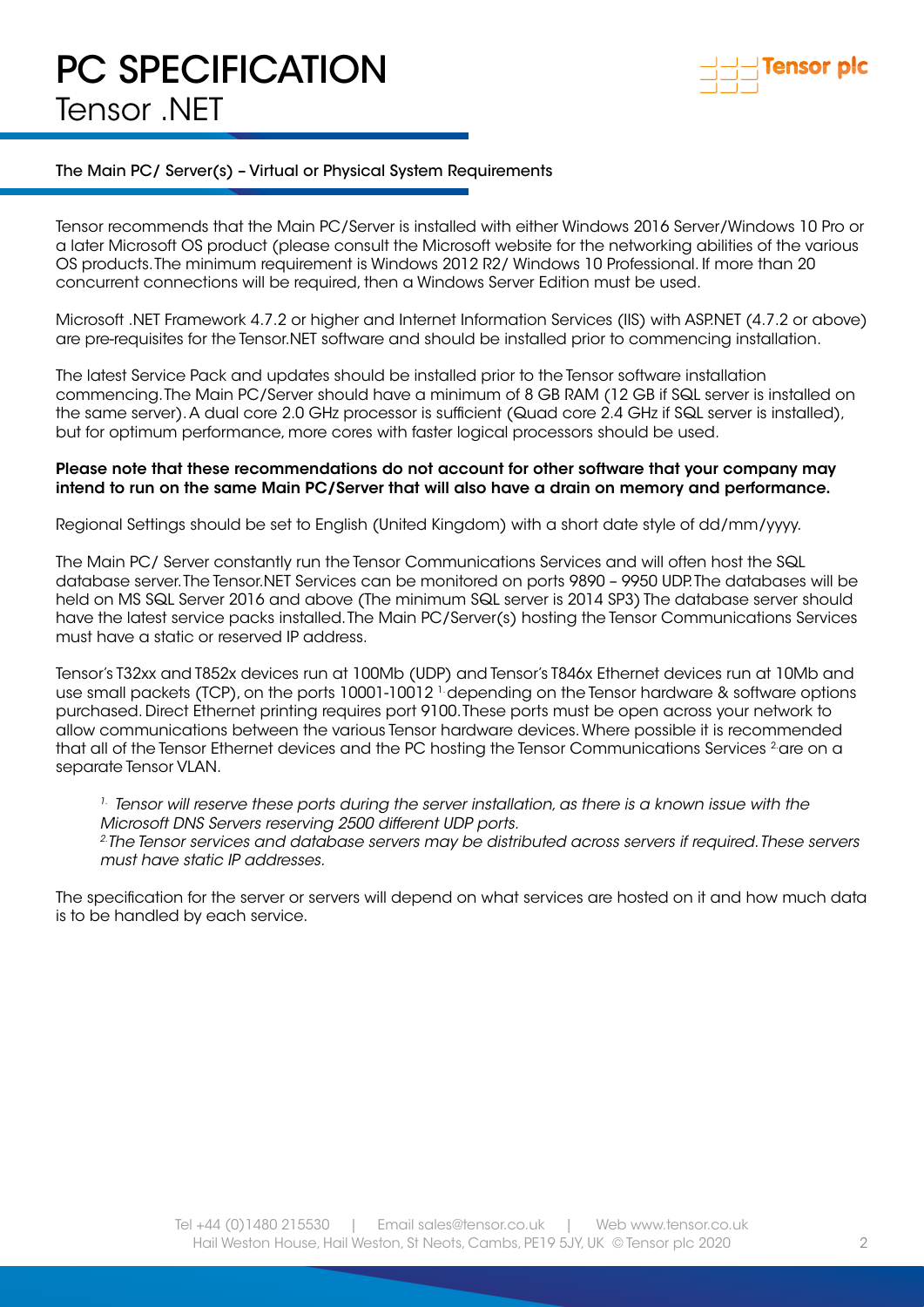# PC SPECIFICATION

## Tensor .NET

### The Main PC/ Server(s) – Virtual or Physical System Requirements

Tensor recommends that the Main PC/Server is installed with either Windows 2016 Server/Windows 10 Pro or a later Microsoft OS product (please consult the Microsoft website for the networking abilities of the various OS products. The minimum requirement is Windows 2012 R2/ Windows 10 Professional. If more than 20 concurrent connections will be required, then a Windows Server Edition must be used.

Microsoft .NET Framework 4.7.2 or higher and Internet Information Services (IIS) with ASP.NET (4.7.2 or above) are pre-requisites for the Tensor.NET software and should be installed prior to commencing installation.

The latest Service Pack and updates should be installed prior to the Tensor software installation commencing. The Main PC/Server should have a minimum of 8 GB RAM (12 GB if SQL server is installed on the same server). A dual core 2.0 GHz processor is sufficient (Quad core 2.4 GHz if SQL server is installed), but for optimum performance, more cores with faster logical processors should be used.

**Please note that these recommendations do not account for other software that your company may intend to run on the same Main PC/Server that will also have a drain on memory and performance.**

Regional Settings should be set to English (United Kingdom) with a short date style of dd/mm/yyyy.

The Main PC/ Server constantly run the Tensor Communications Services and will often host the SQL database server. The Tensor.NET Services can be monitored on ports 9890 – 9950 UDP. The databases will be held on MS SQL Server 2016 and above (The minimum SQL server is 2014 SP3) The database server should have the latest service packs installed. The Main PC/Server(s) hosting the Tensor Communications Services must have a static or reserved IP address.

Tensor's T32xx and T852x devices run at 100Mb (UDP) and Tensor's T846x Ethernet devices run at 10Mb and use small packets (TCP), on the ports 10001-10012 [1] depending on the Tensor hardware & software options purchased. Direct Ethernet printing requires port 9100. These ports must be open across your network to allow communications between the various Tensor hardware devices. Where possible it is recommended that all of the Tensor Ethernet devices and the PC hosting the Tensor Communications Services [2] are on a separate Tensor VLAN.

*[1] Tensor will reserve these ports during the server installation, as there is a known issue with the Microsoft DNS Servers reserving 2500 different UDP ports.*
*[2] The Tensor services and database servers may be distributed across servers if required. These servers must have static IP addresses.*

The specification for the server or servers will depend on what services are hosted on it and how much data is to be handled by each service.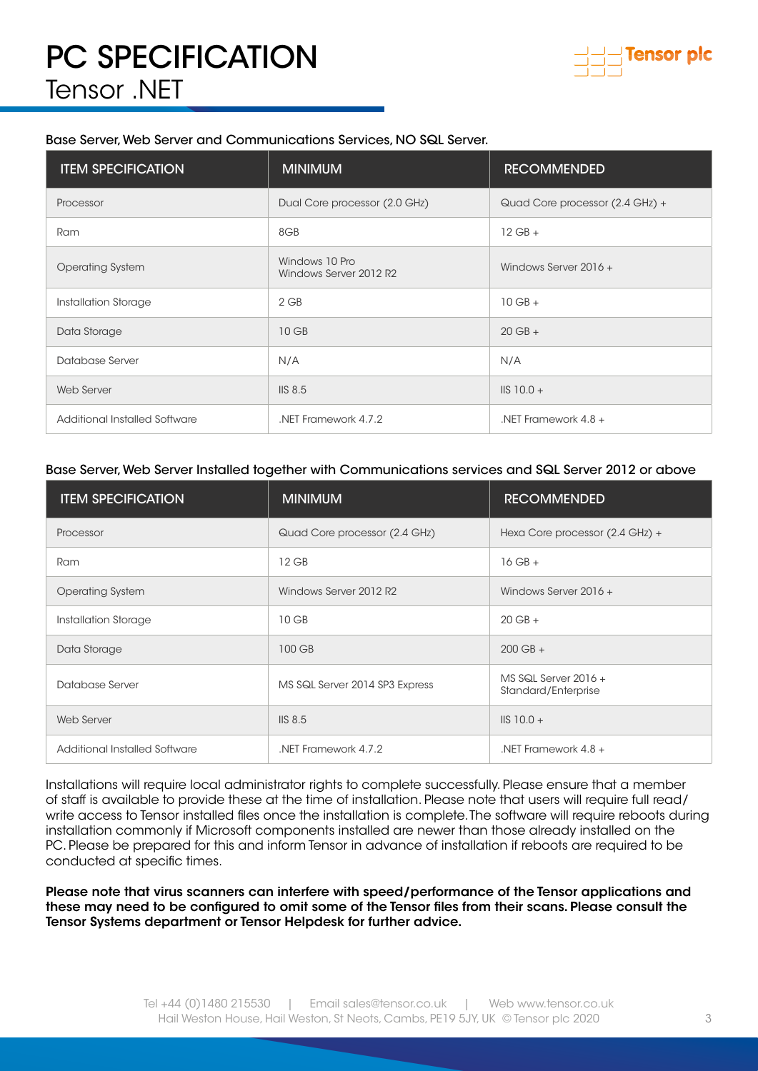# PC SPECIFICATION

## Tensor .NET

Base Server, Web Server and Communications Services, NO SQL Server.

| ITEM SPECIFICATION | MINIMUM | RECOMMENDED |
| --- | --- | --- |
| Processor | Dual Core processor (2.0 GHz) | Quad Core processor (2.4 GHz) + |
| Ram | 8GB | 12 GB + |
| Operating System | Windows 10 Pro<br>Windows Server 2012 R2 | Windows Server 2016 + |
| Installation Storage | 2 GB | 10 GB + |
| Data Storage | 10 GB | 20 GB + |
| Database Server | N/A | N/A |
| Web Server | IIS 8.5 | IIS 10.0 + |
| Additional Installed Software | .NET Framework 4.7.2 | .NET Framework 4.8 + |

Base Server, Web Server Installed together with Communications services and SQL Server 2012 or above

| ITEM SPECIFICATION | MINIMUM | RECOMMENDED |
| --- | --- | --- |
| Processor | Quad Core processor (2.4 GHz) | Hexa Core processor (2.4 GHz) + |
| Ram | 12 GB | 16 GB + |
| Operating System | Windows Server 2012 R2 | Windows Server 2016 + |
| Installation Storage | 10 GB | 20 GB + |
| Data Storage | 100 GB | 200 GB + |
| Database Server | MS SQL Server 2014 SP3 Express | MS SQL Server 2016 +<br>Standard/Enterprise |
| Web Server | IIS 8.5 | IIS 10.0 + |
| Additional Installed Software | .NET Framework 4.7.2 | .NET Framework 4.8 + |

Installations will require local administrator rights to complete successfully. Please ensure that a member of staff is available to provide these at the time of installation. Please note that users will require full read/write access to Tensor installed files once the installation is complete. The software will require reboots during installation commonly if Microsoft components installed are newer than those already installed on the PC. Please be prepared for this and inform Tensor in advance of installation if reboots are required to be conducted at specific times.

**Please note that virus scanners can interfere with speed/performance of the Tensor applications and these may need to be configured to omit some of the Tensor files from their scans. Please consult the Tensor Systems department or Tensor Helpdesk for further advice.**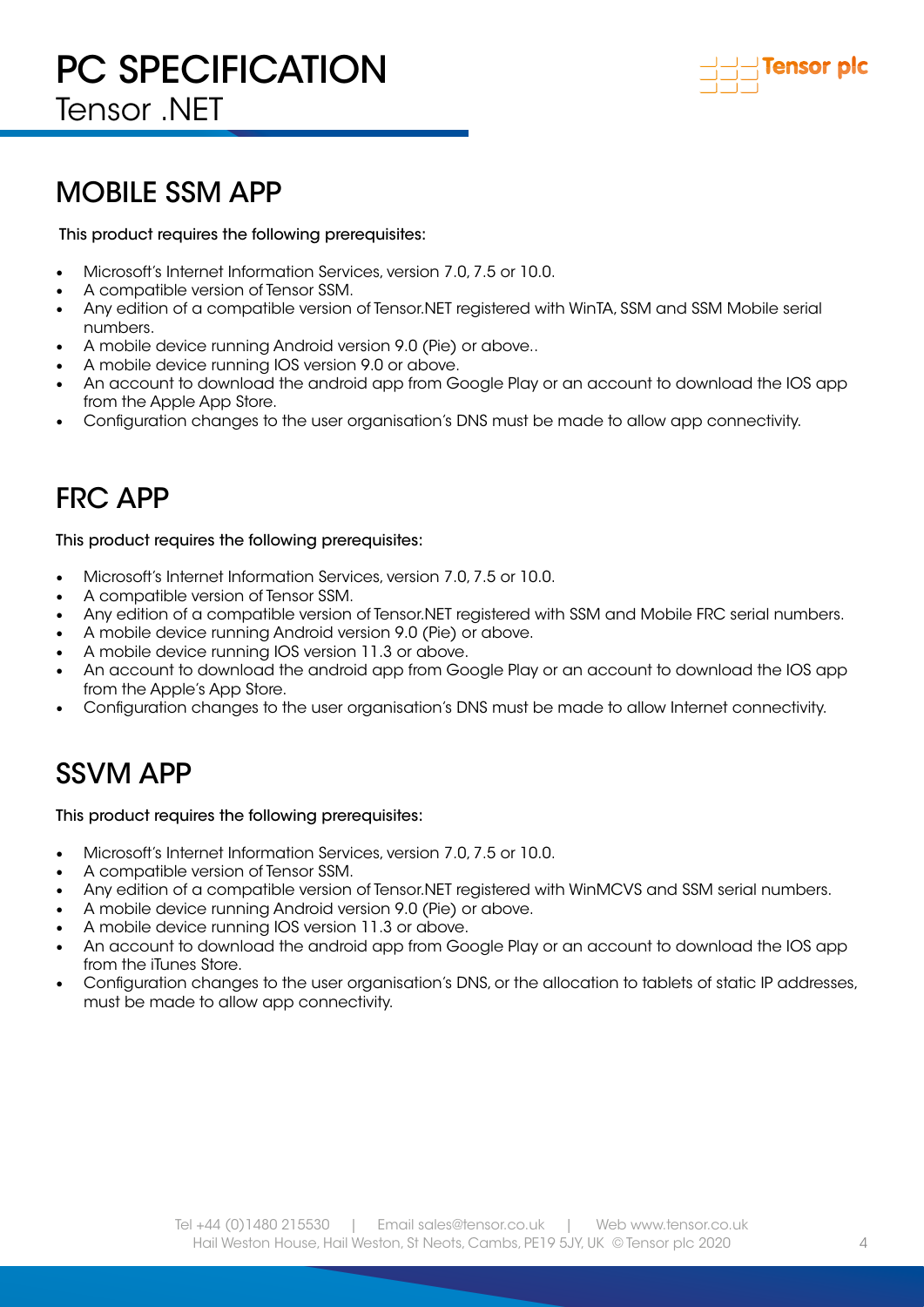# PC SPECIFICATION

Tensor .NET

## MOBILE SSM APP

This product requires the following prerequisites:

- Microsoft's Internet Information Services, version 7.0, 7.5 or 10.0.
- A compatible version of Tensor SSM.
- Any edition of a compatible version of Tensor.NET registered with WinTA, SSM and SSM Mobile serial numbers.
- A mobile device running Android version 9.0 (Pie) or above..
- A mobile device running IOS version 9.0 or above.
- An account to download the android app from Google Play or an account to download the IOS app from the Apple App Store.
- Configuration changes to the user organisation's DNS must be made to allow app connectivity.

## FRC APP

This product requires the following prerequisites:

- Microsoft's Internet Information Services, version 7.0, 7.5 or 10.0.
- A compatible version of Tensor SSM.
- Any edition of a compatible version of Tensor.NET registered with SSM and Mobile FRC serial numbers.
- A mobile device running Android version 9.0 (Pie) or above.
- A mobile device running IOS version 11.3 or above.
- An account to download the android app from Google Play or an account to download the IOS app from the Apple's App Store.
- Configuration changes to the user organisation's DNS must be made to allow Internet connectivity.

## SSVM APP

This product requires the following prerequisites:

- Microsoft's Internet Information Services, version 7.0, 7.5 or 10.0.
- A compatible version of Tensor SSM.
- Any edition of a compatible version of Tensor.NET registered with WinMCVS and SSM serial numbers.
- A mobile device running Android version 9.0 (Pie) or above.
- A mobile device running IOS version 11.3 or above.
- An account to download the android app from Google Play or an account to download the IOS app from the iTunes Store.
- Configuration changes to the user organisation's DNS, or the allocation to tablets of static IP addresses, must be made to allow app connectivity.